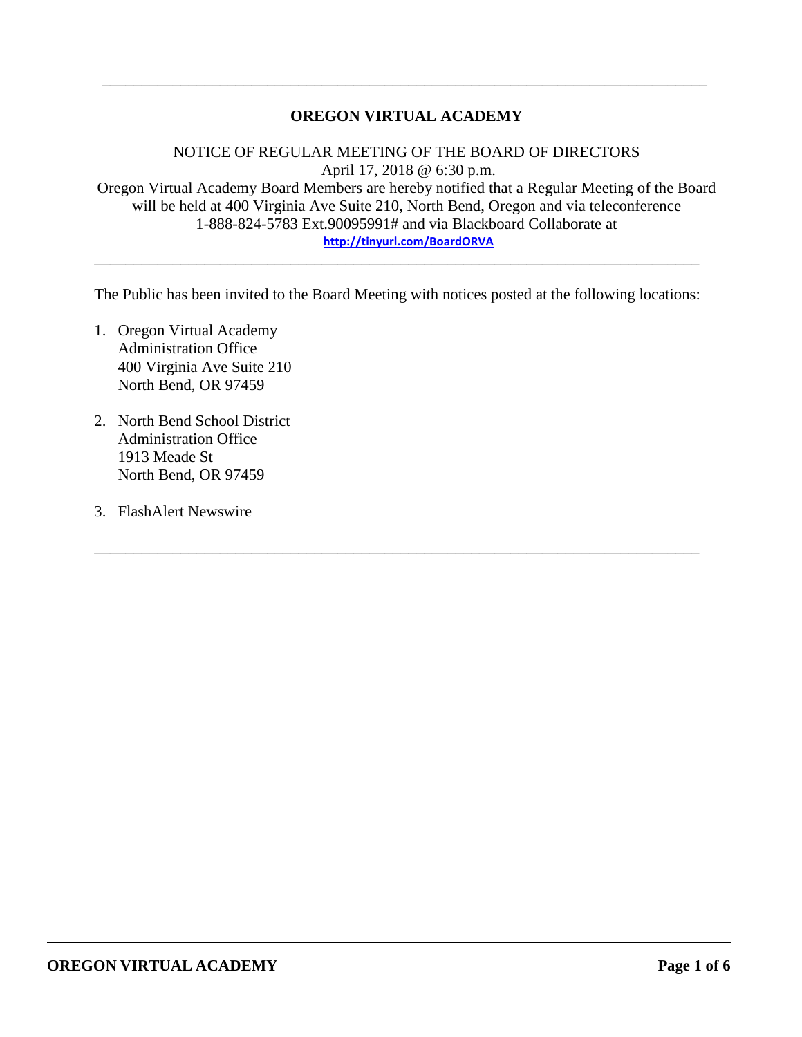---

# OREGON VIRTUAL ACADEMY

NOTICE OF REGULAR MEETING OF THE BOARD OF DIRECTORS
April 17, 2018 @ 6:30 p.m.
Oregon Virtual Academy Board Members are hereby notified that a Regular Meeting of the Board will be held at 400 Virginia Ave Suite 210, North Bend, Oregon and via teleconference 1-888-824-5783 Ext.90095991# and via Blackboard Collaborate at
**http://tinyurl.com/BoardORVA**

---

The Public has been invited to the Board Meeting with notices posted at the following locations:

1. Oregon Virtual Academy
   Administration Office
   400 Virginia Ave Suite 210
   North Bend, OR 97459

2. North Bend School District
   Administration Office
   1913 Meade St
   North Bend, OR 97459

3. FlashAlert Newswire

---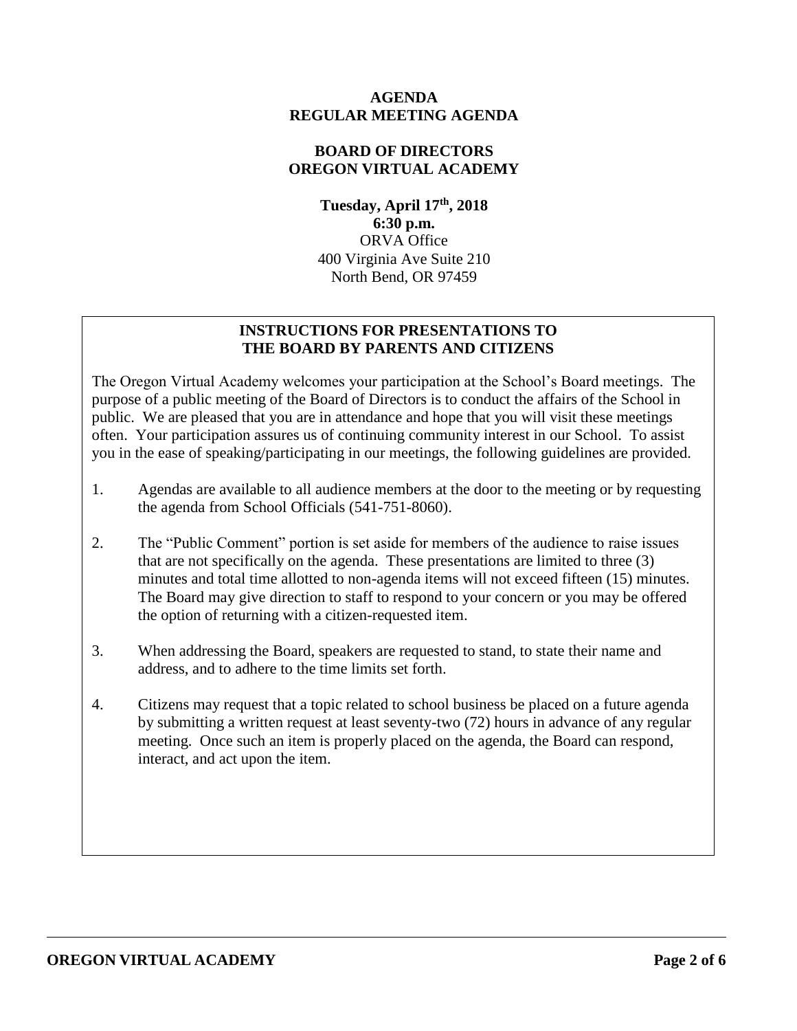**AGENDA**
**REGULAR MEETING AGENDA**

**BOARD OF DIRECTORS**
**OREGON VIRTUAL ACADEMY**

**Tuesday, April 17th, 2018**
**6:30 p.m.**
ORVA Office
400 Virginia Ave Suite 210
North Bend, OR 97459

## INSTRUCTIONS FOR PRESENTATIONS TO THE BOARD BY PARENTS AND CITIZENS

The Oregon Virtual Academy welcomes your participation at the School's Board meetings. The purpose of a public meeting of the Board of Directors is to conduct the affairs of the School in public. We are pleased that you are in attendance and hope that you will visit these meetings often. Your participation assures us of continuing community interest in our School. To assist you in the ease of speaking/participating in our meetings, the following guidelines are provided.

1. Agendas are available to all audience members at the door to the meeting or by requesting the agenda from School Officials (541-751-8060).

2. The "Public Comment" portion is set aside for members of the audience to raise issues that are not specifically on the agenda. These presentations are limited to three (3) minutes and total time allotted to non-agenda items will not exceed fifteen (15) minutes. The Board may give direction to staff to respond to your concern or you may be offered the option of returning with a citizen-requested item.

3. When addressing the Board, speakers are requested to stand, to state their name and address, and to adhere to the time limits set forth.

4. Citizens may request that a topic related to school business be placed on a future agenda by submitting a written request at least seventy-two (72) hours in advance of any regular meeting. Once such an item is properly placed on the agenda, the Board can respond, interact, and act upon the item.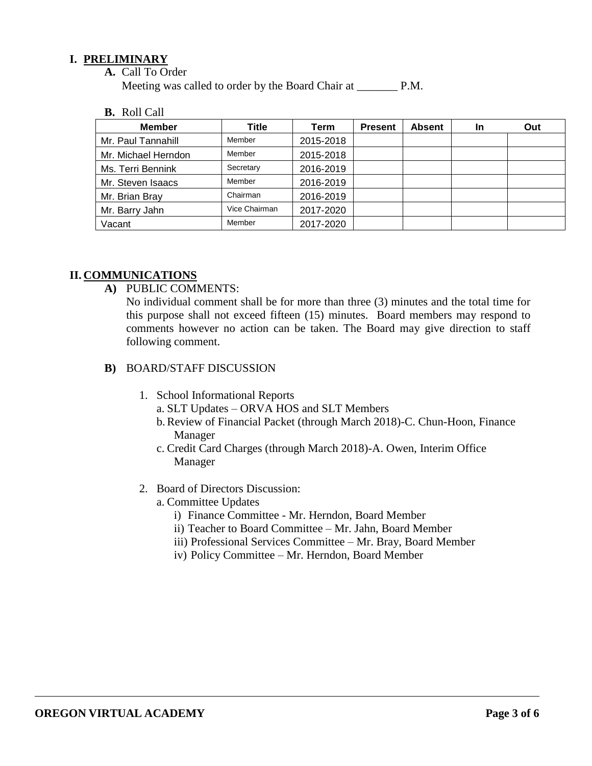## I. PRELIMINARY

**A.** Call To Order

Meeting was called to order by the Board Chair at _______ P.M.

**B.** Roll Call

| Member | Title | Term | Present | Absent | In | Out |
|---|---|---|---|---|---|---|
| Mr. Paul Tannahill | Member | 2015-2018 | | | | |
| Mr. Michael Herndon | Member | 2015-2018 | | | | |
| Ms. Terri Bennink | Secretary | 2016-2019 | | | | |
| Mr. Steven Isaacs | Member | 2016-2019 | | | | |
| Mr. Brian Bray | Chairman | 2016-2019 | | | | |
| Mr. Barry Jahn | Vice Chairman | 2017-2020 | | | | |
| Vacant | Member | 2017-2020 | | | | |

## II. COMMUNICATIONS

**A)** PUBLIC COMMENTS:

No individual comment shall be for more than three (3) minutes and the total time for this purpose shall not exceed fifteen (15) minutes. Board members may respond to comments however no action can be taken. The Board may give direction to staff following comment.

**B)** BOARD/STAFF DISCUSSION

1. School Informational Reports
   a. SLT Updates – ORVA HOS and SLT Members
   b. Review of Financial Packet (through March 2018)-C. Chun-Hoon, Finance Manager
   c. Credit Card Charges (through March 2018)-A. Owen, Interim Office Manager

2. Board of Directors Discussion:
   a. Committee Updates
      i) Finance Committee - Mr. Herndon, Board Member
      ii) Teacher to Board Committee – Mr. Jahn, Board Member
      iii) Professional Services Committee – Mr. Bray, Board Member
      iv) Policy Committee – Mr. Herndon, Board Member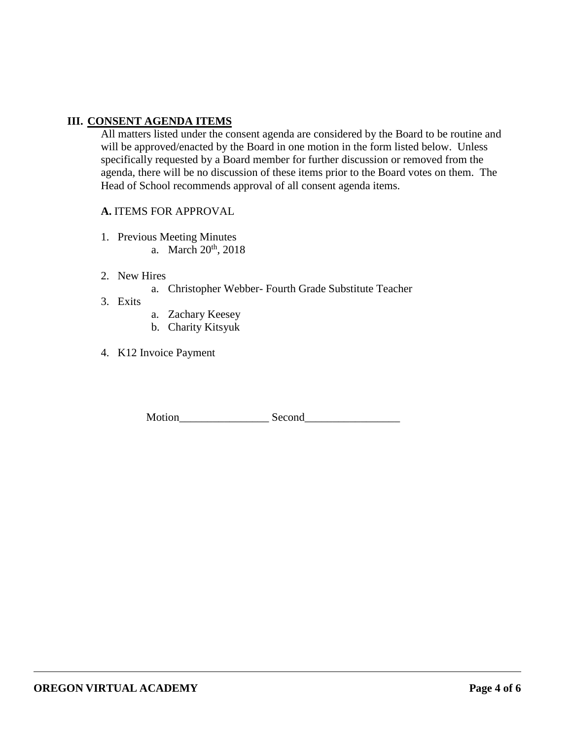## III. <u>CONSENT AGENDA ITEMS</u>

All matters listed under the consent agenda are considered by the Board to be routine and will be approved/enacted by the Board in one motion in the form listed below. Unless specifically requested by a Board member for further discussion or removed from the agenda, there will be no discussion of these items prior to the Board votes on them. The Head of School recommends approval of all consent agenda items.

**A.** ITEMS FOR APPROVAL

1. Previous Meeting Minutes
    a. March 20th, 2018

2. New Hires
    a. Christopher Webber- Fourth Grade Substitute Teacher
3. Exits
    a. Zachary Keesey
    b. Charity Kitsyuk

4. K12 Invoice Payment

Motion________________ Second_________________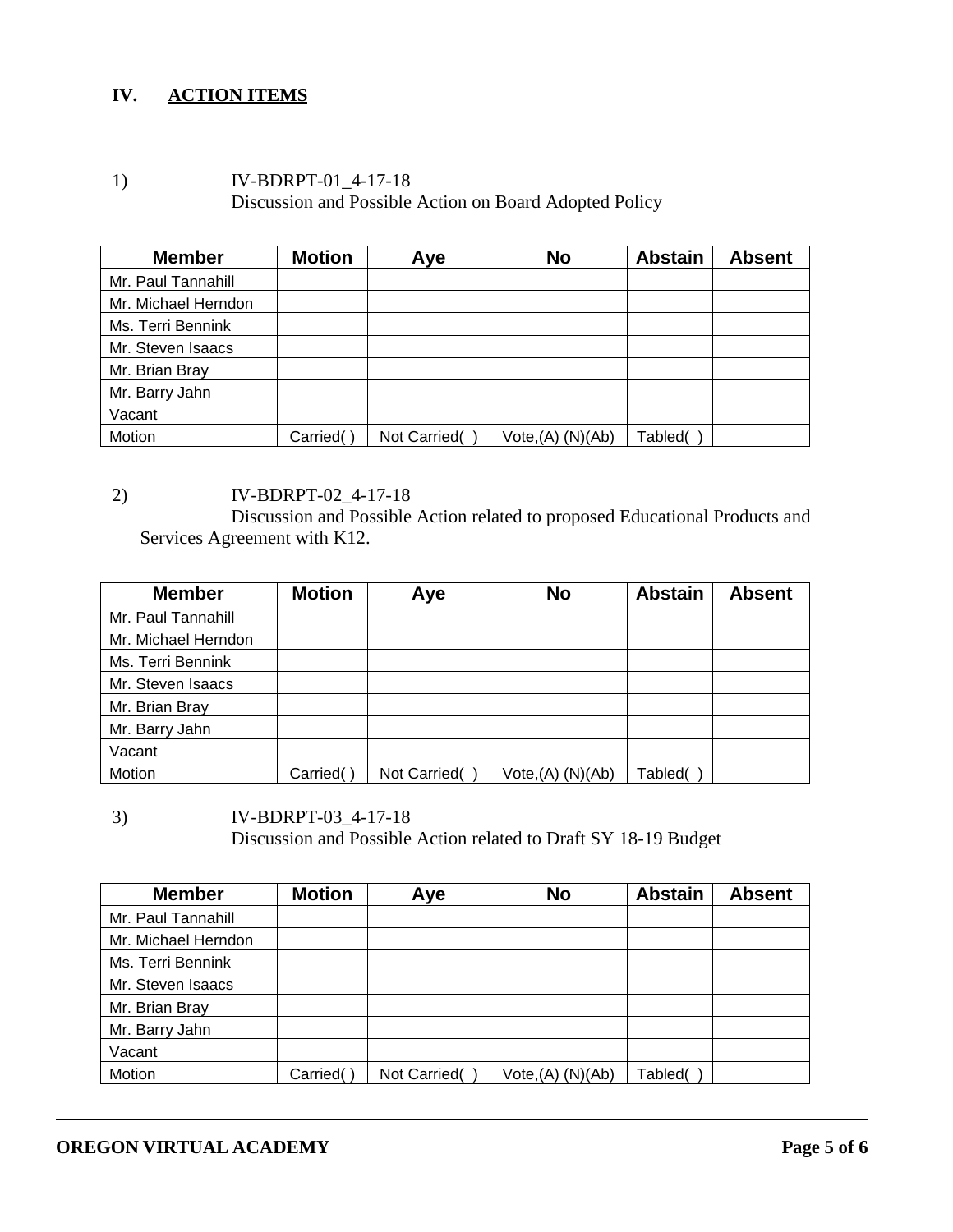## IV. ACTION ITEMS

1) IV-BDRPT-01_4-17-18
Discussion and Possible Action on Board Adopted Policy

| Member | Motion | Aye | No | Abstain | Absent |
|---|---|---|---|---|---|
| Mr. Paul Tannahill | | | | | |
| Mr. Michael Herndon | | | | | |
| Ms. Terri Bennink | | | | | |
| Mr. Steven Isaacs | | | | | |
| Mr. Brian Bray | | | | | |
| Mr. Barry Jahn | | | | | |
| Vacant | | | | | |
| Motion | Carried( ) | Not Carried( ) | Vote,(A) (N)(Ab) | Tabled( ) | |

2) IV-BDRPT-02_4-17-18
Discussion and Possible Action related to proposed Educational Products and Services Agreement with K12.

| Member | Motion | Aye | No | Abstain | Absent |
|---|---|---|---|---|---|
| Mr. Paul Tannahill | | | | | |
| Mr. Michael Herndon | | | | | |
| Ms. Terri Bennink | | | | | |
| Mr. Steven Isaacs | | | | | |
| Mr. Brian Bray | | | | | |
| Mr. Barry Jahn | | | | | |
| Vacant | | | | | |
| Motion | Carried( ) | Not Carried( ) | Vote,(A) (N)(Ab) | Tabled( ) | |

3) IV-BDRPT-03_4-17-18
Discussion and Possible Action related to Draft SY 18-19 Budget

| Member | Motion | Aye | No | Abstain | Absent |
|---|---|---|---|---|---|
| Mr. Paul Tannahill | | | | | |
| Mr. Michael Herndon | | | | | |
| Ms. Terri Bennink | | | | | |
| Mr. Steven Isaacs | | | | | |
| Mr. Brian Bray | | | | | |
| Mr. Barry Jahn | | | | | |
| Vacant | | | | | |
| Motion | Carried( ) | Not Carried( ) | Vote,(A) (N)(Ab) | Tabled( ) | |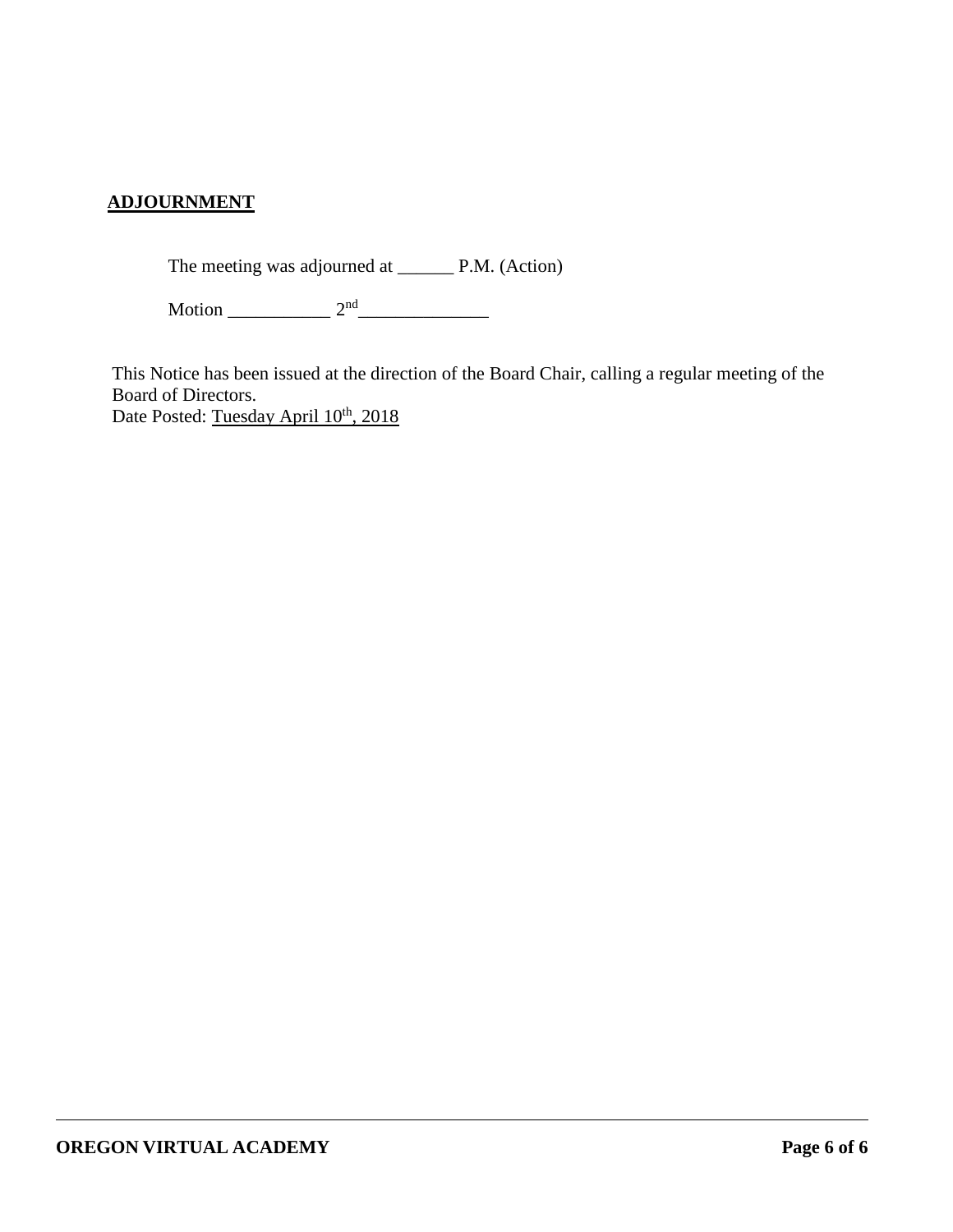**ADJOURNMENT**

The meeting was adjourned at ______ P.M. (Action)

Motion ___________ 2nd______________

This Notice has been issued at the direction of the Board Chair, calling a regular meeting of the Board of Directors.
Date Posted: Tuesday April 10th, 2018